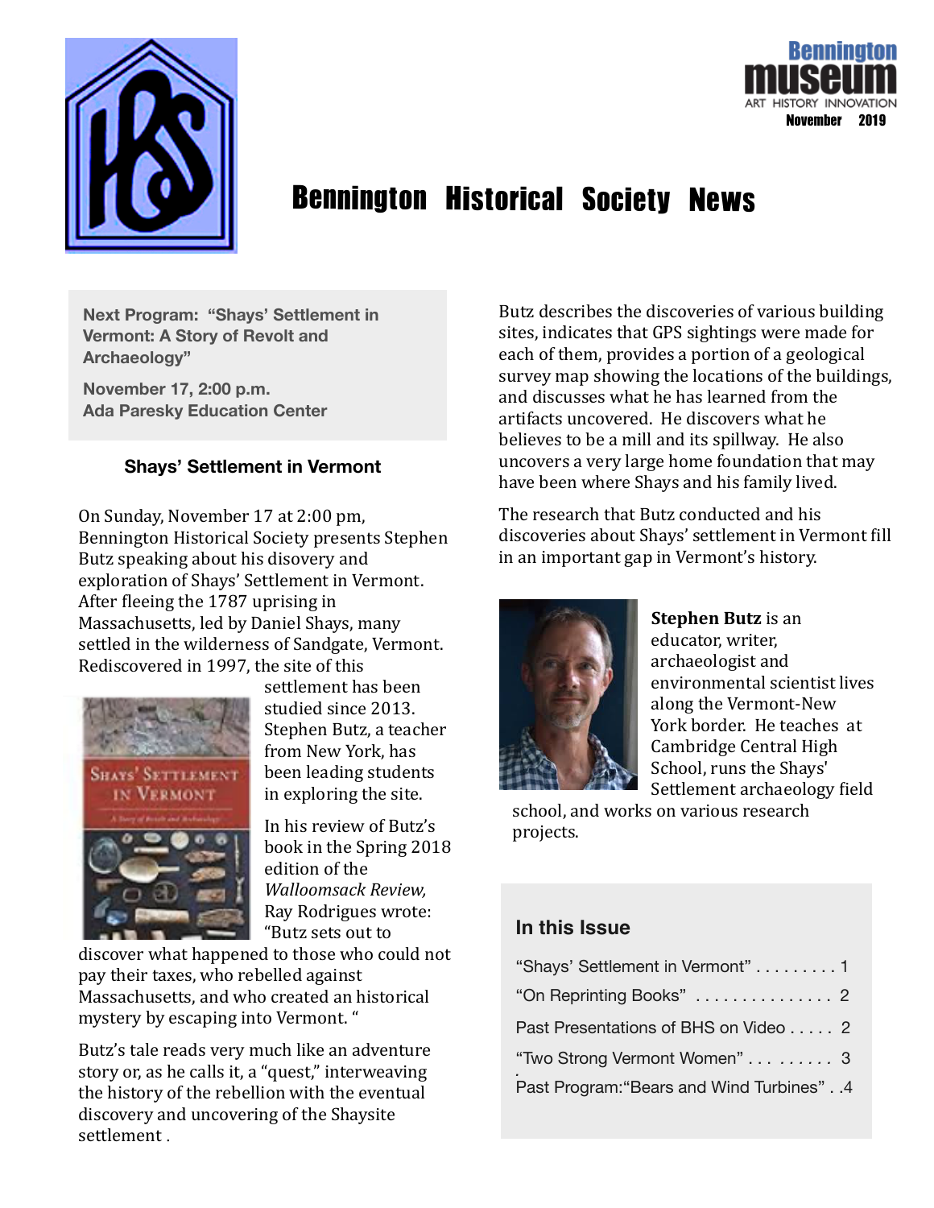Bennington museum
ART HISTORY INNOVATION
November 2019

# Bennington Historical Society News

**Next Program: "Shays' Settlement in Vermont: A Story of Revolt and Archaeology"**

**November 17, 2:00 p.m.**
**Ada Paresky Education Center**

## Shays' Settlement in Vermont

On Sunday, November 17 at 2:00 pm, Bennington Historical Society presents Stephen Butz speaking about his disovery and exploration of Shays' Settlement in Vermont. After fleeing the 1787 uprising in Massachusetts, led by Daniel Shays, many settled in the wilderness of Sandgate, Vermont. Rediscovered in 1997, the site of this settlement has been studied since 2013. Stephen Butz, a teacher from New York, has been leading students in exploring the site.

In his review of Butz's book in the Spring 2018 edition of the *Walloomsack Review,* Ray Rodrigues wrote: "Butz sets out to discover what happened to those who could not pay their taxes, who rebelled against Massachusetts, and who created an historical mystery by escaping into Vermont. "

Butz's tale reads very much like an adventure story or, as he calls it, a "quest," interweaving the history of the rebellion with the eventual discovery and uncovering of the Shaysite settlement .

Butz describes the discoveries of various building sites, indicates that GPS sightings were made for each of them, provides a portion of a geological survey map showing the locations of the buildings, and discusses what he has learned from the artifacts uncovered. He discovers what he believes to be a mill and its spillway. He also uncovers a very large home foundation that may have been where Shays and his family lived.

The research that Butz conducted and his discoveries about Shays' settlement in Vermont fill in an important gap in Vermont's history.

**Stephen Butz** is an educator, writer, archaeologist and environmental scientist lives along the Vermont-New York border. He teaches at Cambridge Central High School, runs the Shays' Settlement archaeology field school, and works on various research projects.

### In this Issue

"Shays' Settlement in Vermont" . . . . . . . . . 1
"On Reprinting Books" . . . . . . . . . . . . . . . 2
Past Presentations of BHS on Video . . . . . 2
"Two Strong Vermont Women" . . . . . . . . . 3
Past Program:"Bears and Wind Turbines" . .4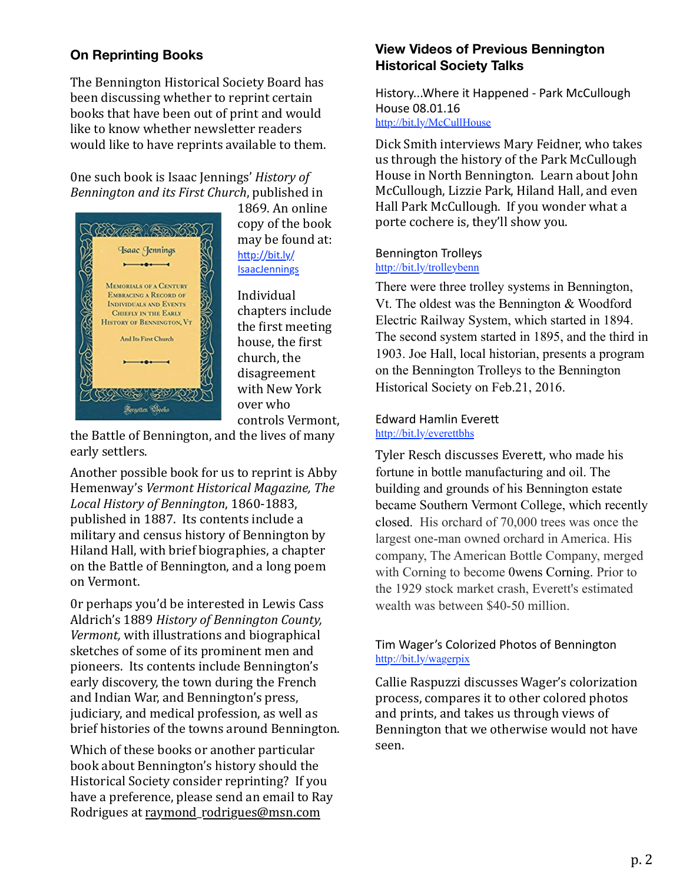## On Reprinting Books

The Bennington Historical Society Board has been discussing whether to reprint certain books that have been out of print and would like to know whether newsletter readers would like to have reprints available to them.

One such book is Isaac Jennings' *History of Bennington and its First Church*, published in 1869. An online copy of the book may be found at: http://bit.ly/IsaacJennings

Individual chapters include the first meeting house, the first church, the disagreement with New York over who controls Vermont, the Battle of Bennington, and the lives of many early settlers.

Another possible book for us to reprint is Abby Hemenway's *Vermont Historical Magazine, The Local History of Bennington*, 1860-1883, published in 1887. Its contents include a military and census history of Bennington by Hiland Hall, with brief biographies, a chapter on the Battle of Bennington, and a long poem on Vermont.

Or perhaps you'd be interested in Lewis Cass Aldrich's 1889 *History of Bennington County, Vermont,* with illustrations and biographical sketches of some of its prominent men and pioneers. Its contents include Bennington's early discovery, the town during the French and Indian War, and Bennington's press, judiciary, and medical profession, as well as brief histories of the towns around Bennington.

Which of these books or another particular book about Bennington's history should the Historical Society consider reprinting? If you have a preference, please send an email to Ray Rodrigues at raymond_rodrigues@msn.com

## View Videos of Previous Bennington Historical Society Talks

History...Where it Happened - Park McCullough House 08.01.16
http://bit.ly/McCullHouse

Dick Smith interviews Mary Feidner, who takes us through the history of the Park McCullough House in North Bennington. Learn about John McCullough, Lizzie Park, Hiland Hall, and even Hall Park McCullough. If you wonder what a porte cochere is, they'll show you.

Bennington Trolleys
http://bit.ly/trolleybenn

There were three trolley systems in Bennington, Vt. The oldest was the Bennington & Woodford Electric Railway System, which started in 1894. The second system started in 1895, and the third in 1903. Joe Hall, local historian, presents a program on the Bennington Trolleys to the Bennington Historical Society on Feb.21, 2016.

Edward Hamlin Everett
http://bit.ly/everettbhs

Tyler Resch discusses Everett, who made his fortune in bottle manufacturing and oil. The building and grounds of his Bennington estate became Southern Vermont College, which recently closed. His orchard of 70,000 trees was once the largest one-man owned orchard in America. His company, The American Bottle Company, merged with Corning to become Owens Corning. Prior to the 1929 stock market crash, Everett's estimated wealth was between $40-50 million.

Tim Wager's Colorized Photos of Bennington
http://bit.ly/wagerpix

Callie Raspuzzi discusses Wager's colorization process, compares it to other colored photos and prints, and takes us through views of Bennington that we otherwise would not have seen.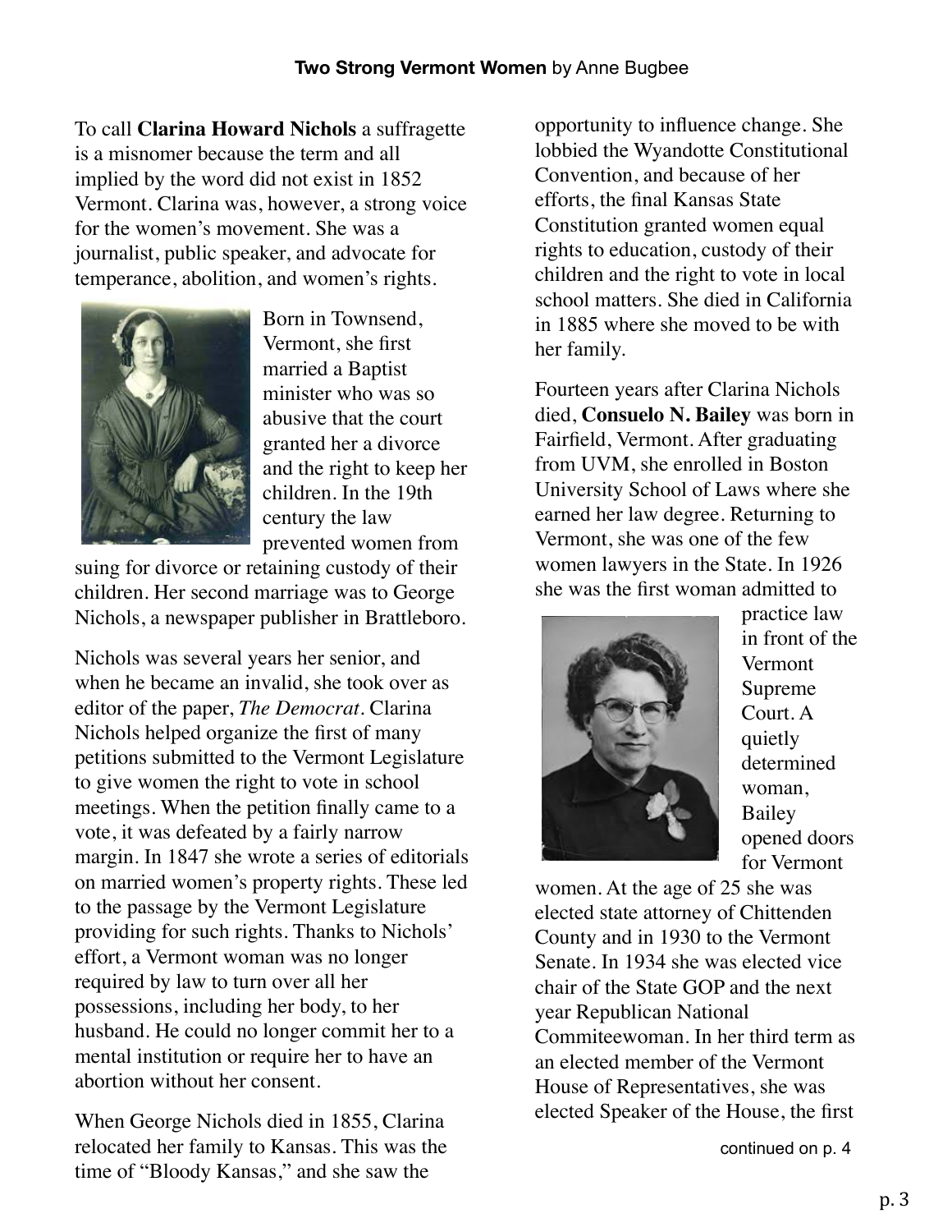**Two Strong Vermont Women** by Anne Bugbee

To call **Clarina Howard Nichols** a suffragette is a misnomer because the term and all implied by the word did not exist in 1852 Vermont. Clarina was, however, a strong voice for the women's movement. She was a journalist, public speaker, and advocate for temperance, abolition, and women's rights.

Born in Townsend, Vermont, she first married a Baptist minister who was so abusive that the court granted her a divorce and the right to keep her children. In the 19th century the law prevented women from suing for divorce or retaining custody of their children. Her second marriage was to George Nichols, a newspaper publisher in Brattleboro.

Nichols was several years her senior, and when he became an invalid, she took over as editor of the paper, *The Democrat*. Clarina Nichols helped organize the first of many petitions submitted to the Vermont Legislature to give women the right to vote in school meetings. When the petition finally came to a vote, it was defeated by a fairly narrow margin. In 1847 she wrote a series of editorials on married women's property rights. These led to the passage by the Vermont Legislature providing for such rights. Thanks to Nichols' effort, a Vermont woman was no longer required by law to turn over all her possessions, including her body, to her husband. He could no longer commit her to a mental institution or require her to have an abortion without her consent.

When George Nichols died in 1855, Clarina relocated her family to Kansas. This was the time of "Bloody Kansas," and she saw the opportunity to influence change. She lobbied the Wyandotte Constitutional Convention, and because of her efforts, the final Kansas State Constitution granted women equal rights to education, custody of their children and the right to vote in local school matters. She died in California in 1885 where she moved to be with her family.

Fourteen years after Clarina Nichols died, **Consuelo N. Bailey** was born in Fairfield, Vermont. After graduating from UVM, she enrolled in Boston University School of Laws where she earned her law degree. Returning to Vermont, she was one of the few women lawyers in the State. In 1926 she was the first woman admitted to practice law in front of the Vermont Supreme Court. A quietly determined woman, Bailey opened doors for Vermont women. At the age of 25 she was elected state attorney of Chittenden County and in 1930 to the Vermont Senate. In 1934 she was elected vice chair of the State GOP and the next year Republican National Commiteewoman. In her third term as an elected member of the Vermont House of Representatives, she was elected Speaker of the House, the first

continued on p. 4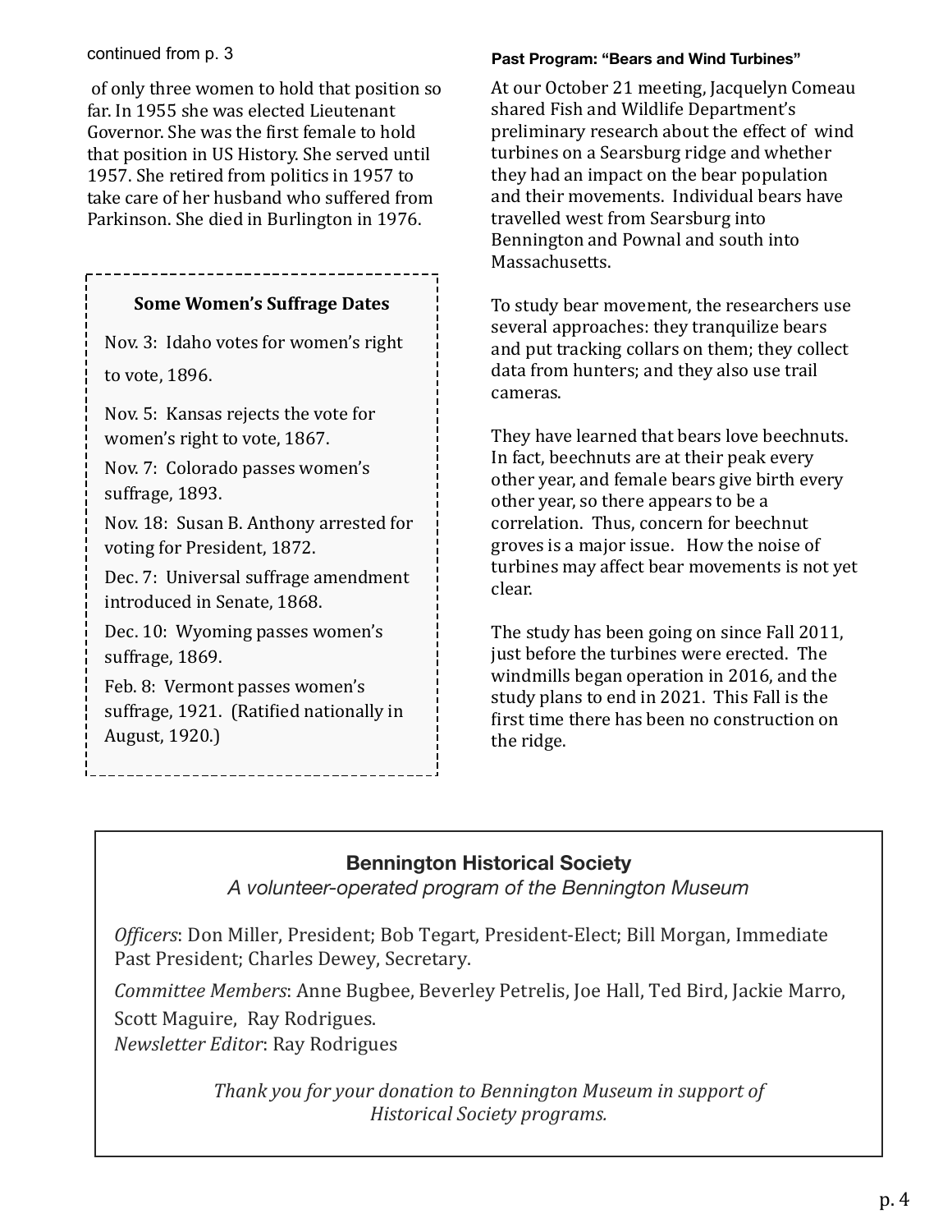continued from p. 3

of only three women to hold that position so far. In 1955 she was elected Lieutenant Governor. She was the first female to hold that position in US History. She served until 1957. She retired from politics in 1957 to take care of her husband who suffered from Parkinson. She died in Burlington in 1976.

**Some Women's Suffrage Dates**

Nov. 3: Idaho votes for women's right to vote, 1896.

Nov. 5: Kansas rejects the vote for women's right to vote, 1867.

Nov. 7: Colorado passes women's suffrage, 1893.

Nov. 18: Susan B. Anthony arrested for voting for President, 1872.

Dec. 7: Universal suffrage amendment introduced in Senate, 1868.

Dec. 10: Wyoming passes women's suffrage, 1869.

Feb. 8: Vermont passes women's suffrage, 1921. (Ratified nationally in August, 1920.)

### Past Program: "Bears and Wind Turbines"

At our October 21 meeting, Jacquelyn Comeau shared Fish and Wildlife Department's preliminary research about the effect of wind turbines on a Searsburg ridge and whether they had an impact on the bear population and their movements. Individual bears have travelled west from Searsburg into Bennington and Pownal and south into Massachusetts.

To study bear movement, the researchers use several approaches: they tranquilize bears and put tracking collars on them; they collect data from hunters; and they also use trail cameras.

They have learned that bears love beechnuts. In fact, beechnuts are at their peak every other year, and female bears give birth every other year, so there appears to be a correlation. Thus, concern for beechnut groves is a major issue. How the noise of turbines may affect bear movements is not yet clear.

The study has been going on since Fall 2011, just before the turbines were erected. The windmills began operation in 2016, and the study plans to end in 2021. This Fall is the first time there has been no construction on the ridge.

**Bennington Historical Society**

*A volunteer-operated program of the Bennington Museum*

*Officers*: Don Miller, President; Bob Tegart, President-Elect; Bill Morgan, Immediate Past President; Charles Dewey, Secretary.

*Committee Members*: Anne Bugbee, Beverley Petrelis, Joe Hall, Ted Bird, Jackie Marro, Scott Maguire, Ray Rodrigues.

*Newsletter Editor*: Ray Rodrigues

*Thank you for your donation to Bennington Museum in support of Historical Society programs.*